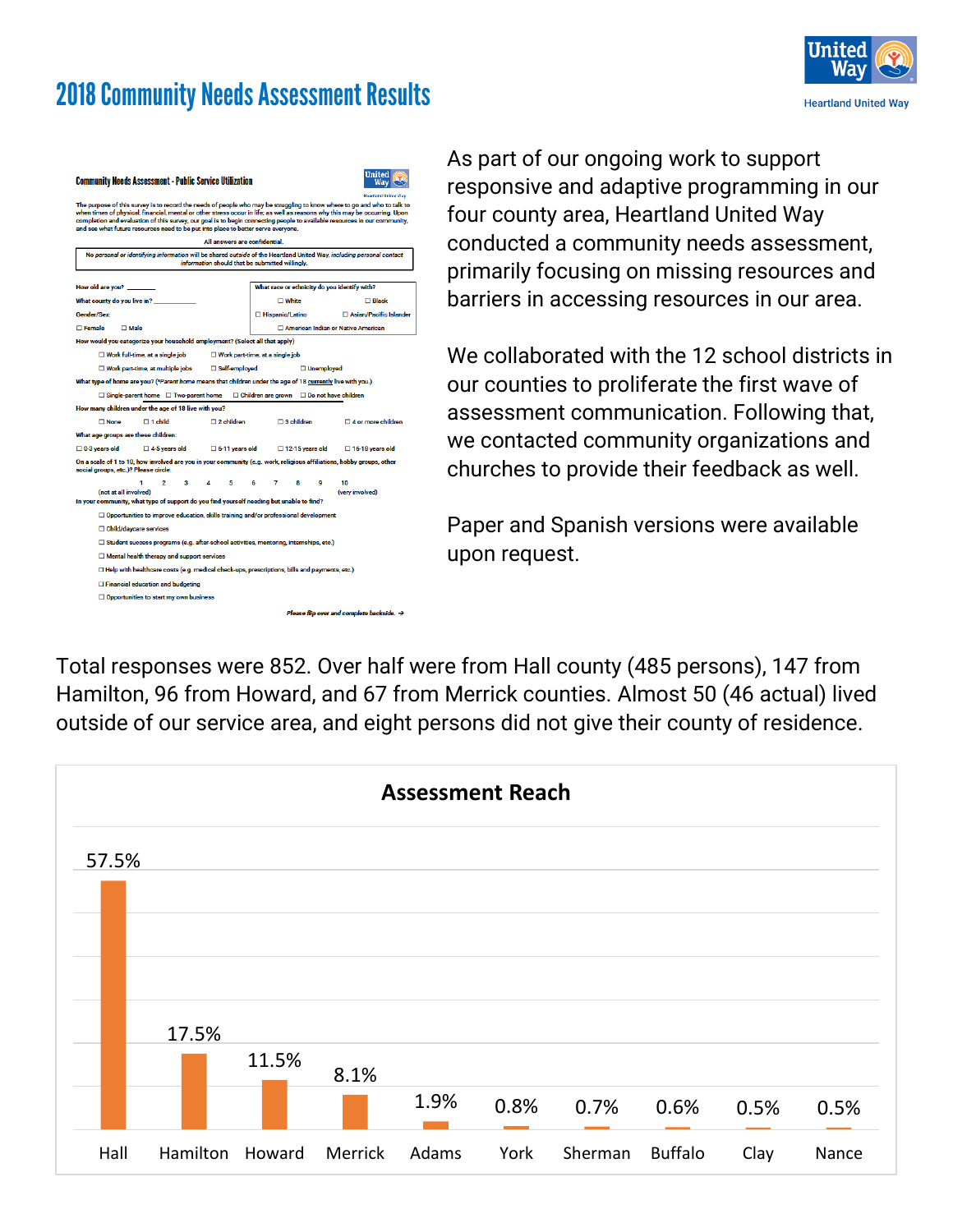# 2018 Community Needs Assessment Results

Heartland United Way

## Community Needs Assessment - Public Service Utilization

The purpose of this survey is to record the needs of people who may be struggling to know where to go and who to talk to when times of physical, financial, mental or other stress occur in life; as well as reasons why this may be occurring. Upon completion and evaluation of this survey, our goal is to begin connecting people to available resources in our community, and see what future resources need to be put into place to better serve everyone.

All answers are confidential.

*No personal or identifying information will be shared outside of the Heartland United Way, including personal contact information should that be submitted willingly.*

How old are you? _______

What county do you live in? ___________

Gender/Sex:

☐ Female ☐ Male

What race or ethnicity do you identify with?

☐ White ☐ Black
☐ Hispanic/Latino ☐ Asian/Pacific Islander
☐ American Indian or Native American

How would you categorize your household employment? (Select all that apply)

☐ Work full-time, at a single job ☐ Work part-time, at a single job
☐ Work part-time, at multiple jobs ☐ Self-employed ☐ Unemployed

What type of home are you? (*Parent home means that children under the age of 18 currently live with you.)

☐ Single-parent home ☐ Two-parent home ☐ Children are grown ☐ Do not have children

How many children under the age of 18 live with you?

☐ None ☐ 1 child ☐ 2 children ☐ 3 children ☐ 4 or more children

What age groups are these children:

☐ 0-3 years old ☐ 4-5 years old ☐ 6-11 years old ☐ 12-15 years old ☐ 16-18 years old

On a scale of 1 to 10, how involved are you in your community (e.g. work, religious affiliations, hobby groups, other social groups, etc.)? Please circle.

1 2 3 4 5 6 7 8 9 10
(not at all involved) (very involved)

In your community, what type of support do you find yourself needing but unable to find?

☐ Opportunities to improve education, skills training and/or professional development
☐ Child/daycare services
☐ Student success programs (e.g. after-school activities, mentoring, internships, etc.)
☐ Mental health therapy and support services
☐ Help with healthcare costs (e.g. medical check-ups, prescriptions, bills and payments, etc.)
☐ Financial education and budgeting
☐ Opportunities to start my own business

*Please flip over and complete backside.* →

As part of our ongoing work to support responsive and adaptive programming in our four county area, Heartland United Way conducted a community needs assessment, primarily focusing on missing resources and barriers in accessing resources in our area.

We collaborated with the 12 school districts in our counties to proliferate the first wave of assessment communication. Following that, we contacted community organizations and churches to provide their feedback as well.

Paper and Spanish versions were available upon request.

Total responses were 852. Over half were from Hall county (485 persons), 147 from Hamilton, 96 from Howard, and 67 from Merrick counties. Almost 50 (46 actual) lived outside of our service area, and eight persons did not give their county of residence.

**Assessment Reach**

| County | Percent |
|---|---|
| Hall | 57.5% |
| Hamilton | 17.5% |
| Howard | 11.5% |
| Merrick | 8.1% |
| Adams | 1.9% |
| York | 0.8% |
| Sherman | 0.7% |
| Buffalo | 0.6% |
| Clay | 0.5% |
| Nance | 0.5% |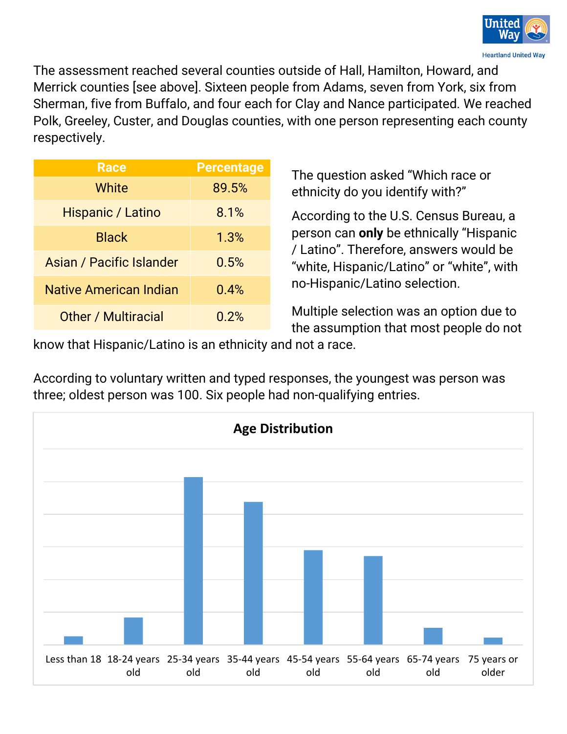The assessment reached several counties outside of Hall, Hamilton, Howard, and Merrick counties [see above]. Sixteen people from Adams, seven from York, six from Sherman, five from Buffalo, and four each for Clay and Nance participated. We reached Polk, Greeley, Custer, and Douglas counties, with one person representing each county respectively.

| Race | Percentage |
|---|---|
| White | 89.5% |
| Hispanic / Latino | 8.1% |
| Black | 1.3% |
| Asian / Pacific Islander | 0.5% |
| Native American Indian | 0.4% |
| Other / Multiracial | 0.2% |

The question asked "Which race or ethnicity do you identify with?"

According to the U.S. Census Bureau, a person can **only** be ethnically "Hispanic / Latino". Therefore, answers would be "white, Hispanic/Latino" or "white", with no-Hispanic/Latino selection.

Multiple selection was an option due to the assumption that most people do not know that Hispanic/Latino is an ethnicity and not a race.

According to voluntary written and typed responses, the youngest was person was three; oldest person was 100. Six people had non-qualifying entries.

**Age Distribution**

Less than 18 | 18-24 years old | 25-34 years old | 35-44 years old | 45-54 years old | 55-64 years old | 65-74 years old | 75 years or older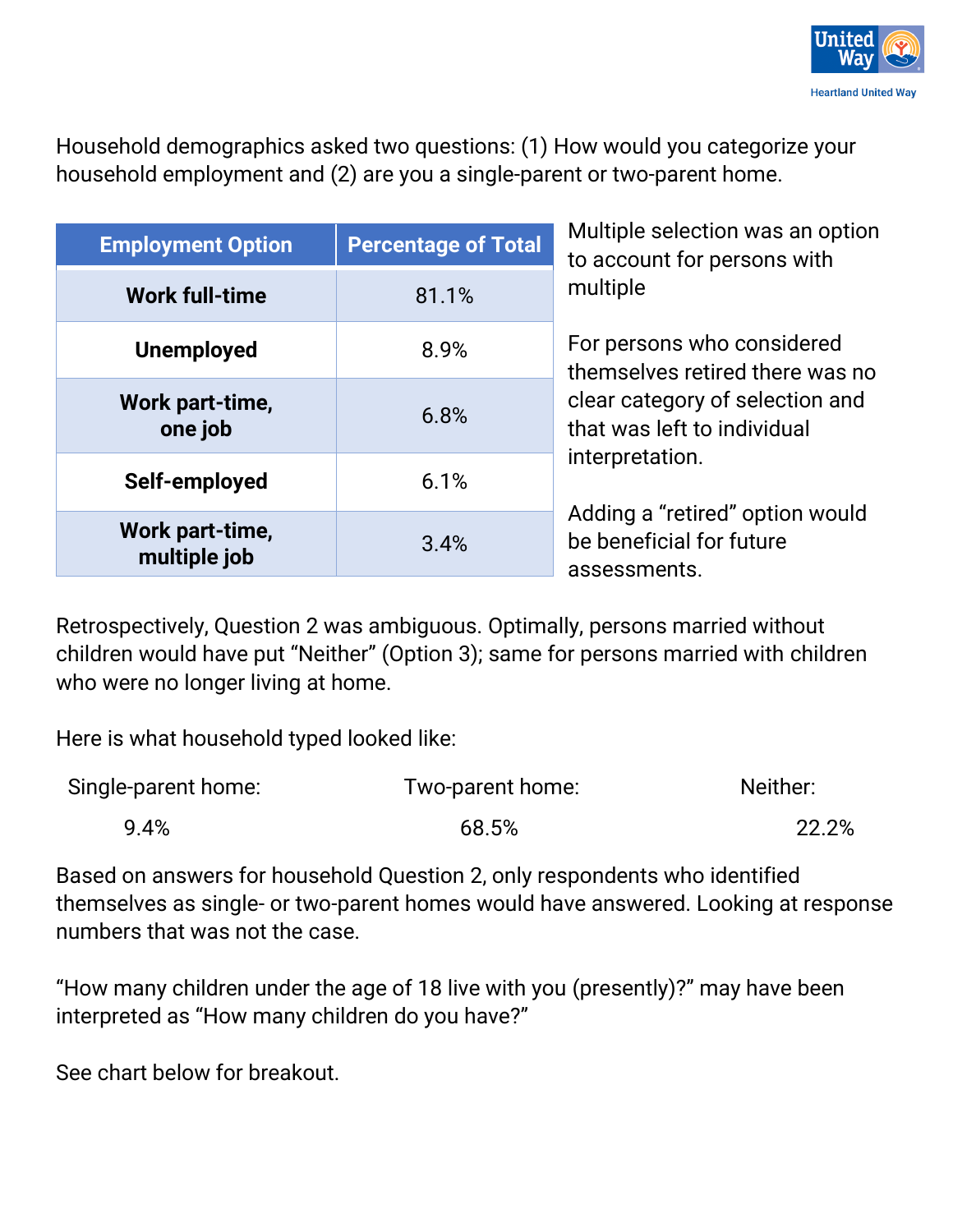Household demographics asked two questions: (1) How would you categorize your household employment and (2) are you a single-parent or two-parent home.

| Employment Option | Percentage of Total |
|---|---|
| **Work full-time** | 81.1% |
| **Unemployed** | 8.9% |
| **Work part-time, one job** | 6.8% |
| **Self-employed** | 6.1% |
| **Work part-time, multiple job** | 3.4% |

Multiple selection was an option to account for persons with multiple

For persons who considered themselves retired there was no clear category of selection and that was left to individual interpretation.

Adding a "retired" option would be beneficial for future assessments.

Retrospectively, Question 2 was ambiguous. Optimally, persons married without children would have put "Neither" (Option 3); same for persons married with children who were no longer living at home.

Here is what household typed looked like:

| Single-parent home: | Two-parent home: | Neither: |
|---|---|---|
| 9.4% | 68.5% | 22.2% |

Based on answers for household Question 2, only respondents who identified themselves as single- or two-parent homes would have answered. Looking at response numbers that was not the case.

"How many children under the age of 18 live with you (presently)?" may have been interpreted as "How many children do you have?"

See chart below for breakout.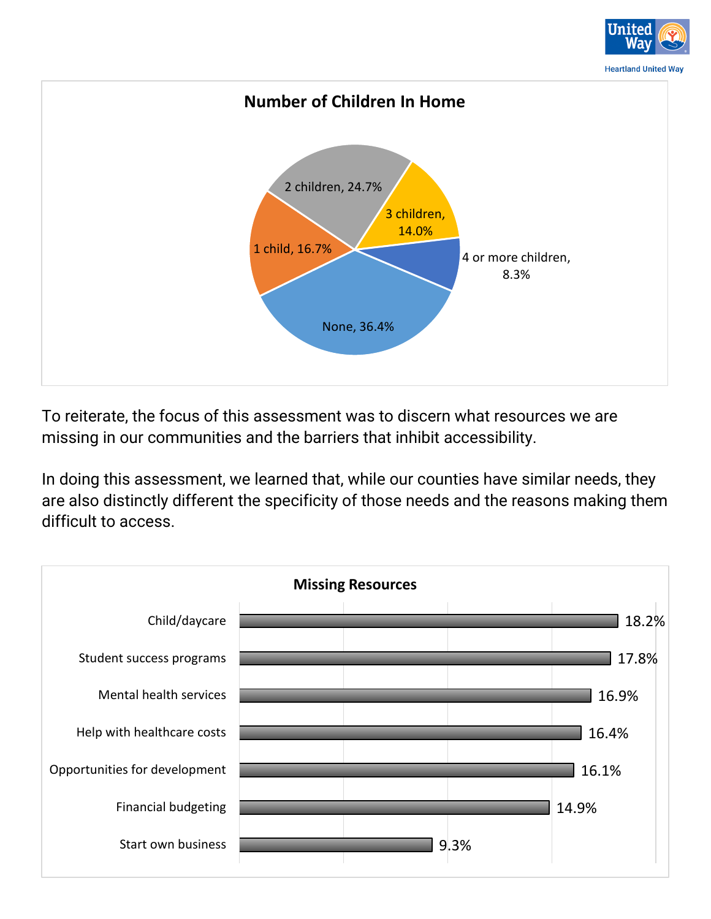**Number of Children In Home**

| Number of Children | Percent |
|---|---|
| None | 36.4% |
| 1 child | 16.7% |
| 2 children | 24.7% |
| 3 children | 14.0% |
| 4 or more children | 8.3% |

To reiterate, the focus of this assessment was to discern what resources we are missing in our communities and the barriers that inhibit accessibility.

In doing this assessment, we learned that, while our counties have similar needs, they are also distinctly different the specificity of those needs and the reasons making them difficult to access.

**Missing Resources**

| Resource | Percent |
|---|---|
| Child/daycare | 18.2% |
| Student success programs | 17.8% |
| Mental health services | 16.9% |
| Help with healthcare costs | 16.4% |
| Opportunities for development | 16.1% |
| Financial budgeting | 14.9% |
| Start own business | 9.3% |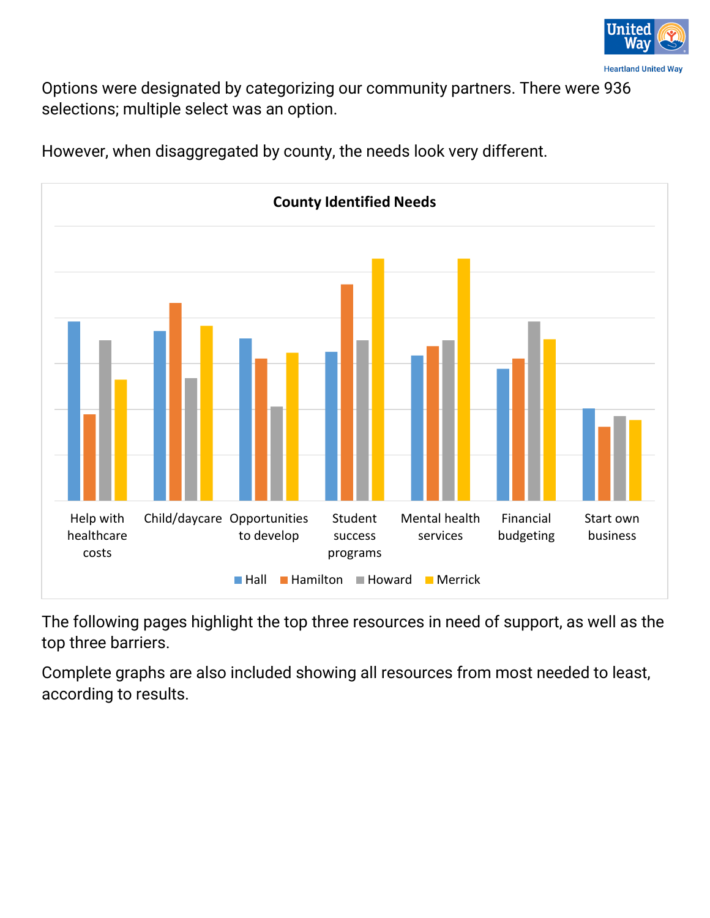Options were designated by categorizing our community partners. There were 936 selections; multiple select was an option.

However, when disaggregated by county, the needs look very different.

**County Identified Needs**

Categories: Help with healthcare costs; Child/daycare; Opportunities to develop; Student success programs; Mental health services; Financial budgeting; Start own business

Legend: Hall, Hamilton, Howard, Merrick

The following pages highlight the top three resources in need of support, as well as the top three barriers.

Complete graphs are also included showing all resources from most needed to least, according to results.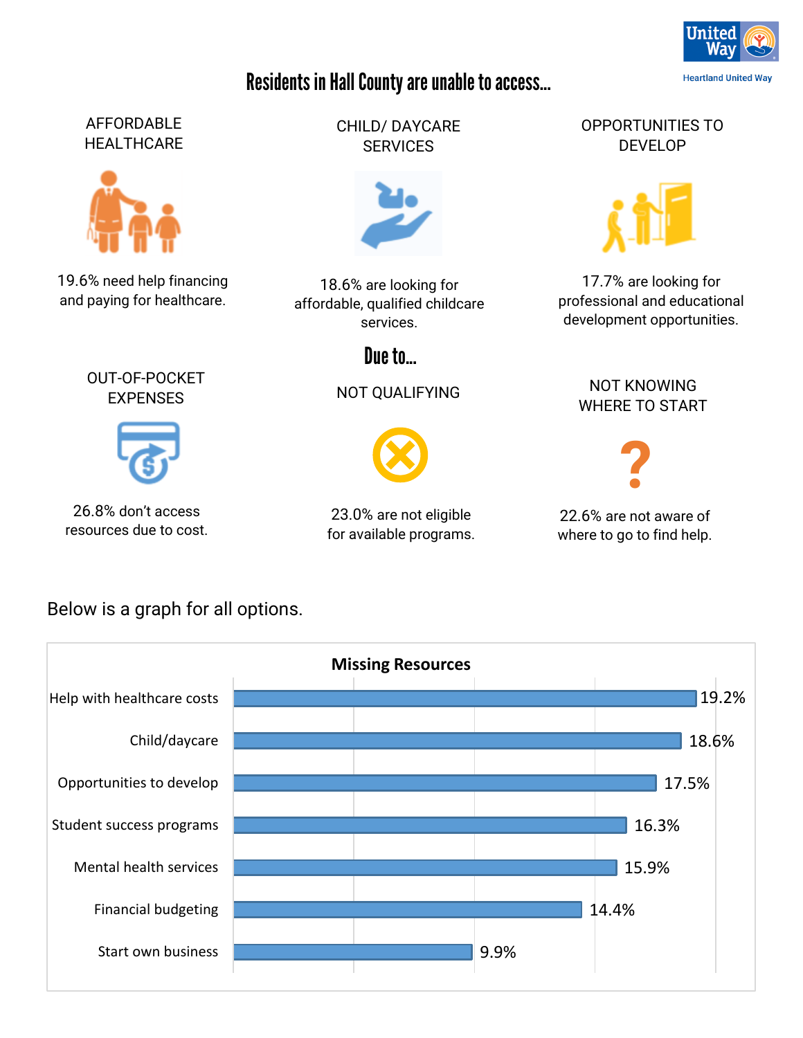# Residents in Hall County are unable to access…

**AFFORDABLE HEALTHCARE**

19.6% need help financing and paying for healthcare.

**CHILD/ DAYCARE SERVICES**

18.6% are looking for affordable, qualified childcare services.

**OPPORTUNITIES TO DEVELOP**

17.7% are looking for professional and educational development opportunities.

## Due to…

**OUT-OF-POCKET EXPENSES**

26.8% don't access resources due to cost.

**NOT QUALIFYING**

23.0% are not eligible for available programs.

**NOT KNOWING WHERE TO START**

22.6% are not aware of where to go to find help.

Below is a graph for all options.

**Missing Resources**

| Resource | Percent |
|---|---|
| Help with healthcare costs | 19.2% |
| Child/daycare | 18.6% |
| Opportunities to develop | 17.5% |
| Student success programs | 16.3% |
| Mental health services | 15.9% |
| Financial budgeting | 14.4% |
| Start own business | 9.9% |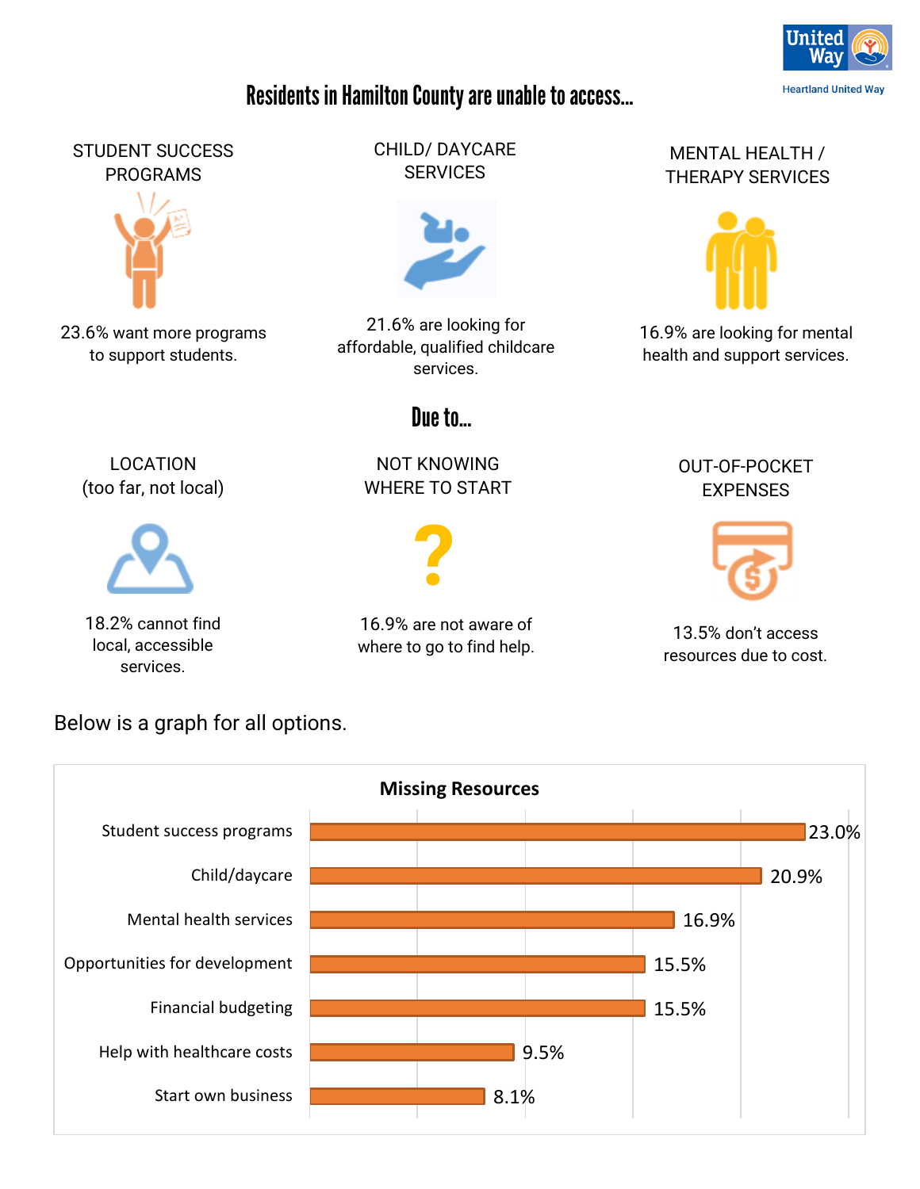# Residents in Hamilton County are unable to access...

### STUDENT SUCCESS PROGRAMS

23.6% want more programs to support students.

### CHILD/ DAYCARE SERVICES

21.6% are looking for affordable, qualified childcare services.

### MENTAL HEALTH / THERAPY SERVICES

16.9% are looking for mental health and support services.

## Due to...

### LOCATION (too far, not local)

18.2% cannot find local, accessible services.

### NOT KNOWING WHERE TO START

16.9% are not aware of where to go to find help.

### OUT-OF-POCKET EXPENSES

13.5% don't access resources due to cost.

Below is a graph for all options.

**Missing Resources**

| Resource | Percentage |
| --- | --- |
| Student success programs | 23.0% |
| Child/daycare | 20.9% |
| Mental health services | 16.9% |
| Opportunities for development | 15.5% |
| Financial budgeting | 15.5% |
| Help with healthcare costs | 9.5% |
| Start own business | 8.1% |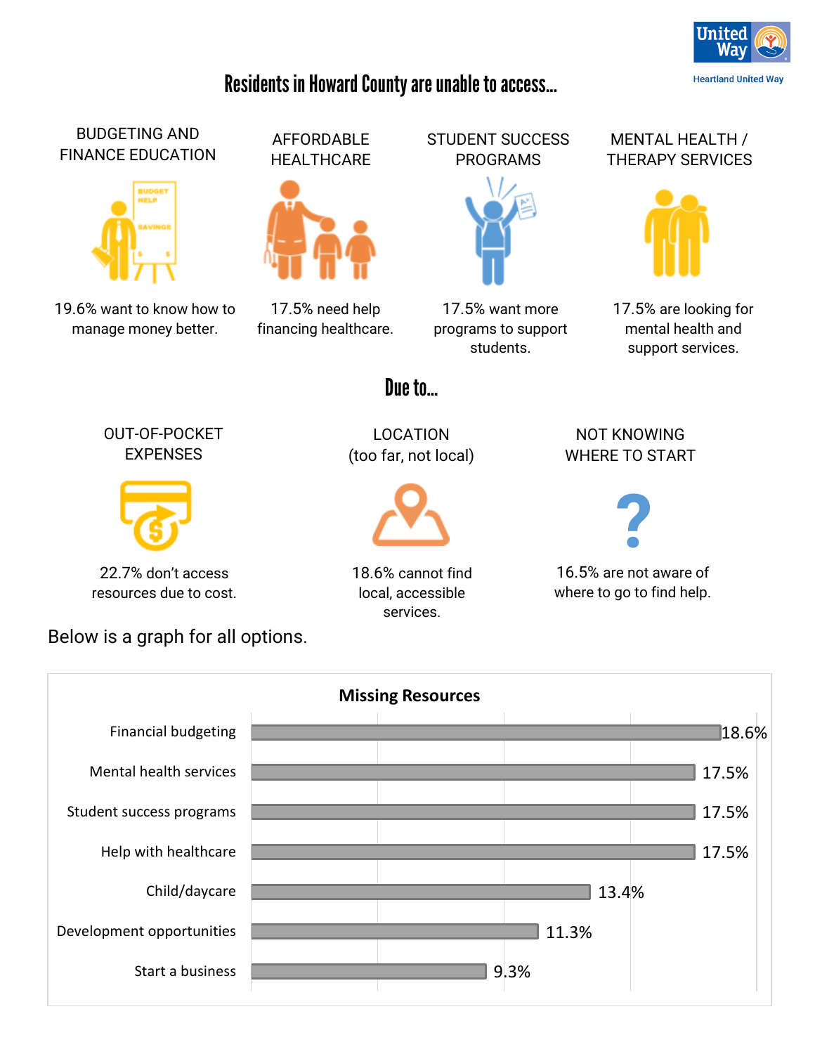## Residents in Howard County are unable to access...

**BUDGETING AND FINANCE EDUCATION**

19.6% want to know how to manage money better.

**AFFORDABLE HEALTHCARE**

17.5% need help financing healthcare.

**STUDENT SUCCESS PROGRAMS**

17.5% want more programs to support students.

**MENTAL HEALTH / THERAPY SERVICES**

17.5% are looking for mental health and support services.

## Due to...

**OUT-OF-POCKET EXPENSES**

22.7% don't access resources due to cost.

**LOCATION (too far, not local)**

18.6% cannot find local, accessible services.

**NOT KNOWING WHERE TO START**

16.5% are not aware of where to go to find help.

Below is a graph for all options.

**Missing Resources**

| Resource | Percentage |
| --- | --- |
| Financial budgeting | 18.6% |
| Mental health services | 17.5% |
| Student success programs | 17.5% |
| Help with healthcare | 17.5% |
| Child/daycare | 13.4% |
| Development opportunities | 11.3% |
| Start a business | 9.3% |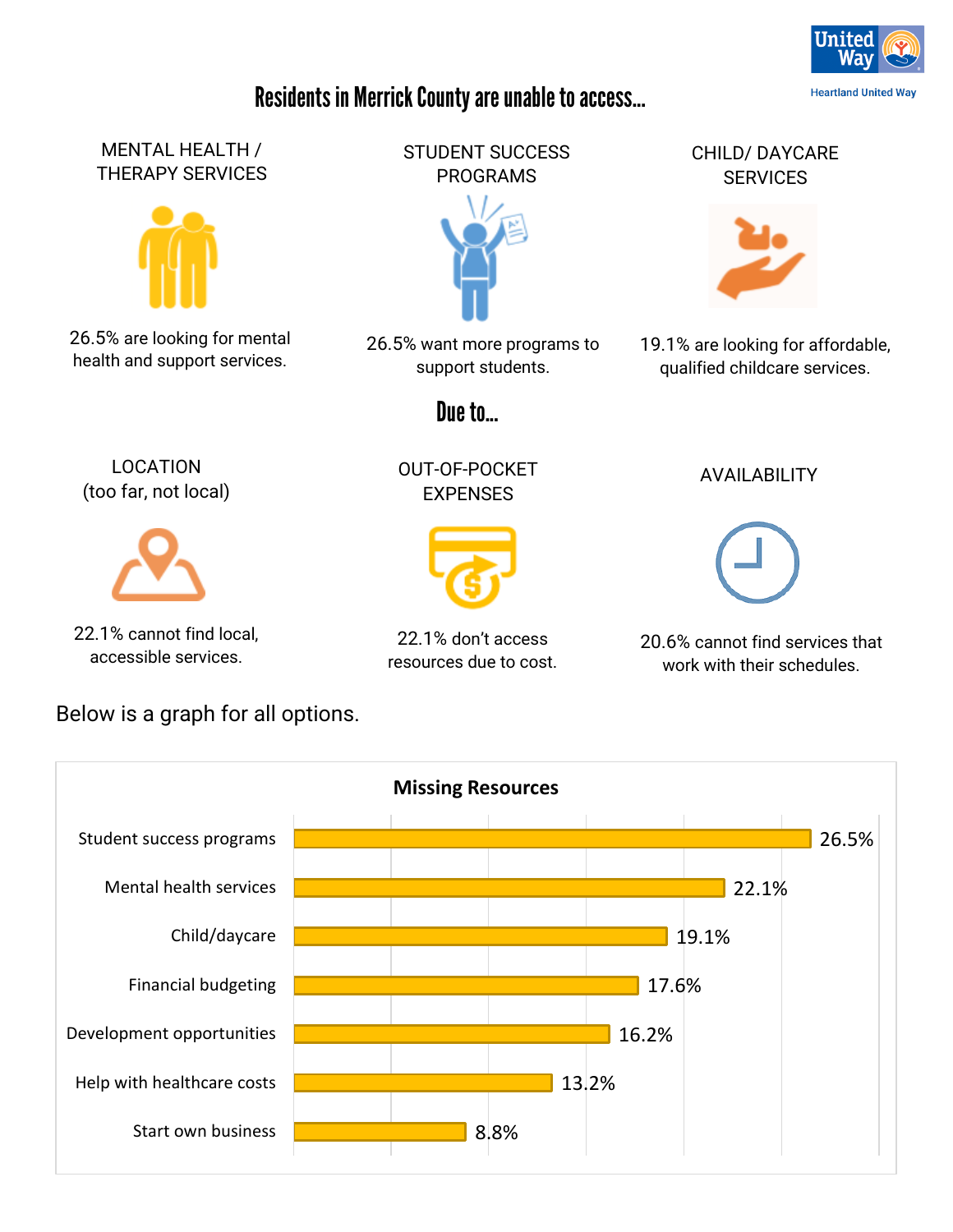# Residents in Merrick County are unable to access…

### MENTAL HEALTH / THERAPY SERVICES

26.5% are looking for mental health and support services.

### STUDENT SUCCESS PROGRAMS

26.5% want more programs to support students.

### CHILD/ DAYCARE SERVICES

19.1% are looking for affordable, qualified childcare services.

## Due to…

### LOCATION (too far, not local)

22.1% cannot find local, accessible services.

### OUT-OF-POCKET EXPENSES

22.1% don't access resources due to cost.

### AVAILABILITY

20.6% cannot find services that work with their schedules.

Below is a graph for all options.

**Missing Resources**

| Resource | Percentage |
| --- | --- |
| Student success programs | 26.5% |
| Mental health services | 22.1% |
| Child/daycare | 19.1% |
| Financial budgeting | 17.6% |
| Development opportunities | 16.2% |
| Help with healthcare costs | 13.2% |
| Start own business | 8.8% |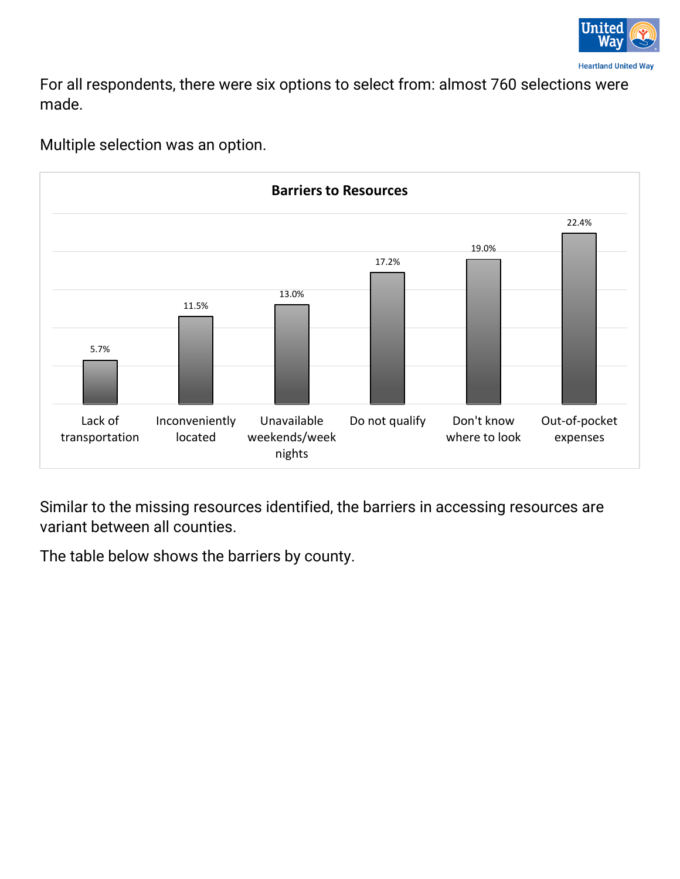For all respondents, there were six options to select from: almost 760 selections were made.

Multiple selection was an option.

**Barriers to Resources**

| Barrier | Percentage |
|---|---|
| Lack of transportation | 5.7% |
| Inconveniently located | 11.5% |
| Unavailable weekends/week nights | 13.0% |
| Do not qualify | 17.2% |
| Don't know where to look | 19.0% |
| Out-of-pocket expenses | 22.4% |

Similar to the missing resources identified, the barriers in accessing resources are variant between all counties.

The table below shows the barriers by county.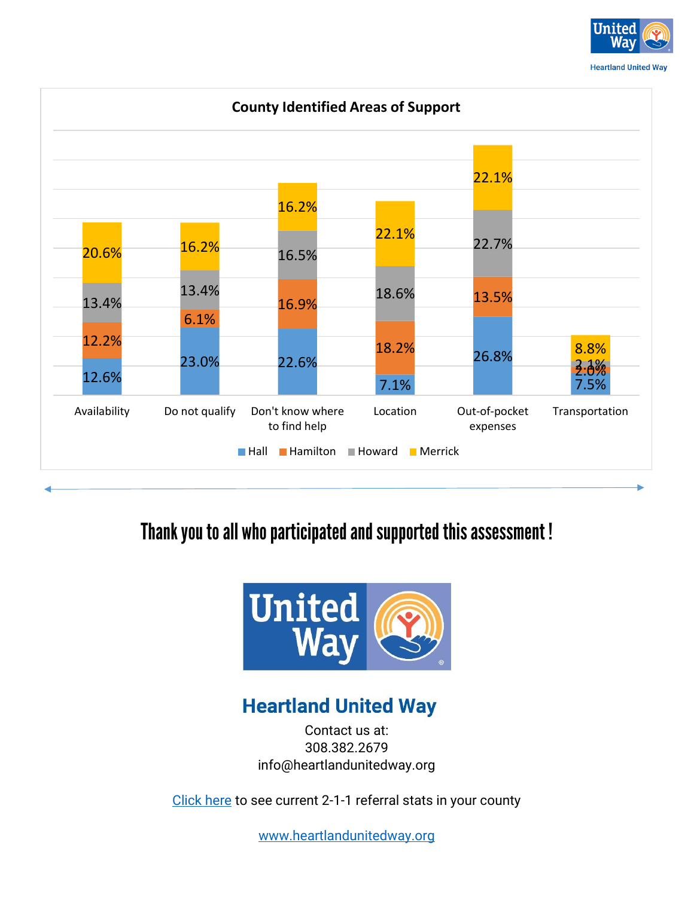Heartland United Way

## County Identified Areas of Support

Availability
20.6%
13.4%
12.2%
12.6%

Do not qualify
16.2%
13.4%
6.1%
23.0%

Don't know where to find help
16.2%
16.5%
16.9%
22.6%

Location
22.1%
18.6%
18.2%
7.1%

Out-of-pocket expenses
22.1%
22.7%
13.5%
26.8%

Transportation
8.8%
2.1%
2.0%
7.5%

Hall, Hamilton, Howard, Merrick

# Thank you to all who participated and supported this assessment !

## Heartland United Way

Contact us at:
308.382.2679
info@heartlandunitedway.org

[Click here](#) to see current 2-1-1 referral stats in your county

[www.heartlandunitedway.org](http://www.heartlandunitedway.org)